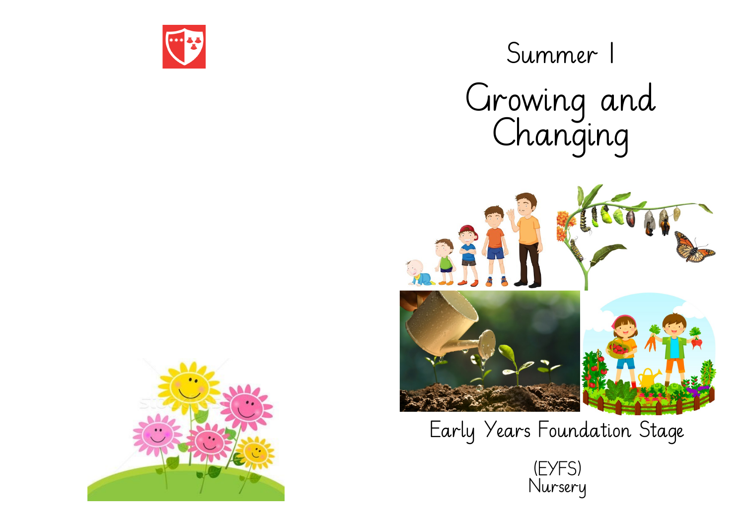# Summer 1

# Growing and Changing

Early Years Foundation Stage

(EYFS)
Nursery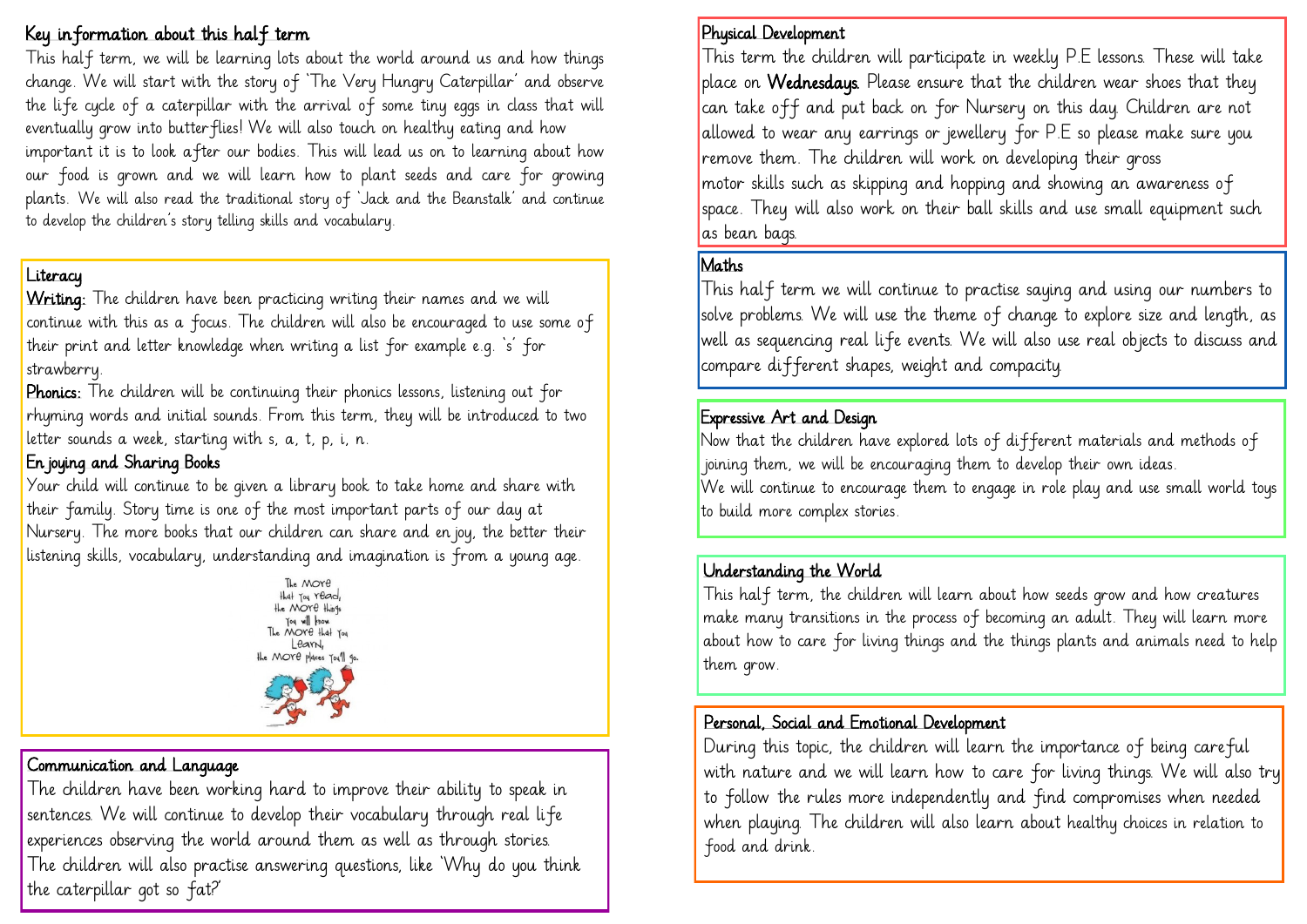## Key information about this half term

This half term, we will be learning lots about the world around us and how things change. We will start with the story of 'The Very Hungry Caterpillar' and observe the life cycle of a caterpillar with the arrival of some tiny eggs in class that will eventually grow into butterflies! We will also touch on healthy eating and how important it is to look after our bodies. This will lead us on to learning about how our food is grown and we will learn how to plant seeds and care for growing plants. We will also read the traditional story of 'Jack and the Beanstalk' and continue to develop the children's story telling skills and vocabulary.

## Literacy

**Writing:** The children have been practicing writing their names and we will continue with this as a focus. The children will also be encouraged to use some of their print and letter knowledge when writing a list for example e.g. 's' for strawberry.

**Phonics:** The children will be continuing their phonics lessons, listening out for rhyming words and initial sounds. From this term, they will be introduced to two letter sounds a week, starting with s, a, t, p, i, n.

### Enjoying and Sharing Books

Your child will continue to be given a library book to take home and share with their family. Story time is one of the most important parts of our day at Nursery. The more books that our children can share and enjoy, the better their listening skills, vocabulary, understanding and imagination is from a young age.

The more that you read, the more things you will know. The more that you learn, the more places you'll go.

## Communication and Language

The children have been working hard to improve their ability to speak in sentences. We will continue to develop their vocabulary through real life experiences observing the world around them as well as through stories. The children will also practise answering questions, like 'Why do you think the caterpillar got so fat?'

## Physical Development

This term the children will participate in weekly P.E lessons. These will take place on **Wednesdays.** Please ensure that the children wear shoes that they can take off and put back on for Nursery on this day. Children are not allowed to wear any earrings or jewellery for P.E so please make sure you remove them. The children will work on developing their gross motor skills such as skipping and hopping and showing an awareness of space. They will also work on their ball skills and use small equipment such as bean bags.

## Maths

This half term we will continue to practise saying and using our numbers to solve problems. We will use the theme of change to explore size and length, as well as sequencing real life events. We will also use real objects to discuss and compare different shapes, weight and compacity.

## Expressive Art and Design

Now that the children have explored lots of different materials and methods of joining them, we will be encouraging them to develop their own ideas.
We will continue to encourage them to engage in role play and use small world toys to build more complex stories.

## Understanding the World

This half term, the children will learn about how seeds grow and how creatures make many transitions in the process of becoming an adult. They will learn more about how to care for living things and the things plants and animals need to help them grow.

## Personal, Social and Emotional Development

During this topic, the children will learn the importance of being careful with nature and we will learn how to care for living things. We will also try to follow the rules more independently and find compromises when needed when playing. The children will also learn about healthy choices in relation to food and drink.